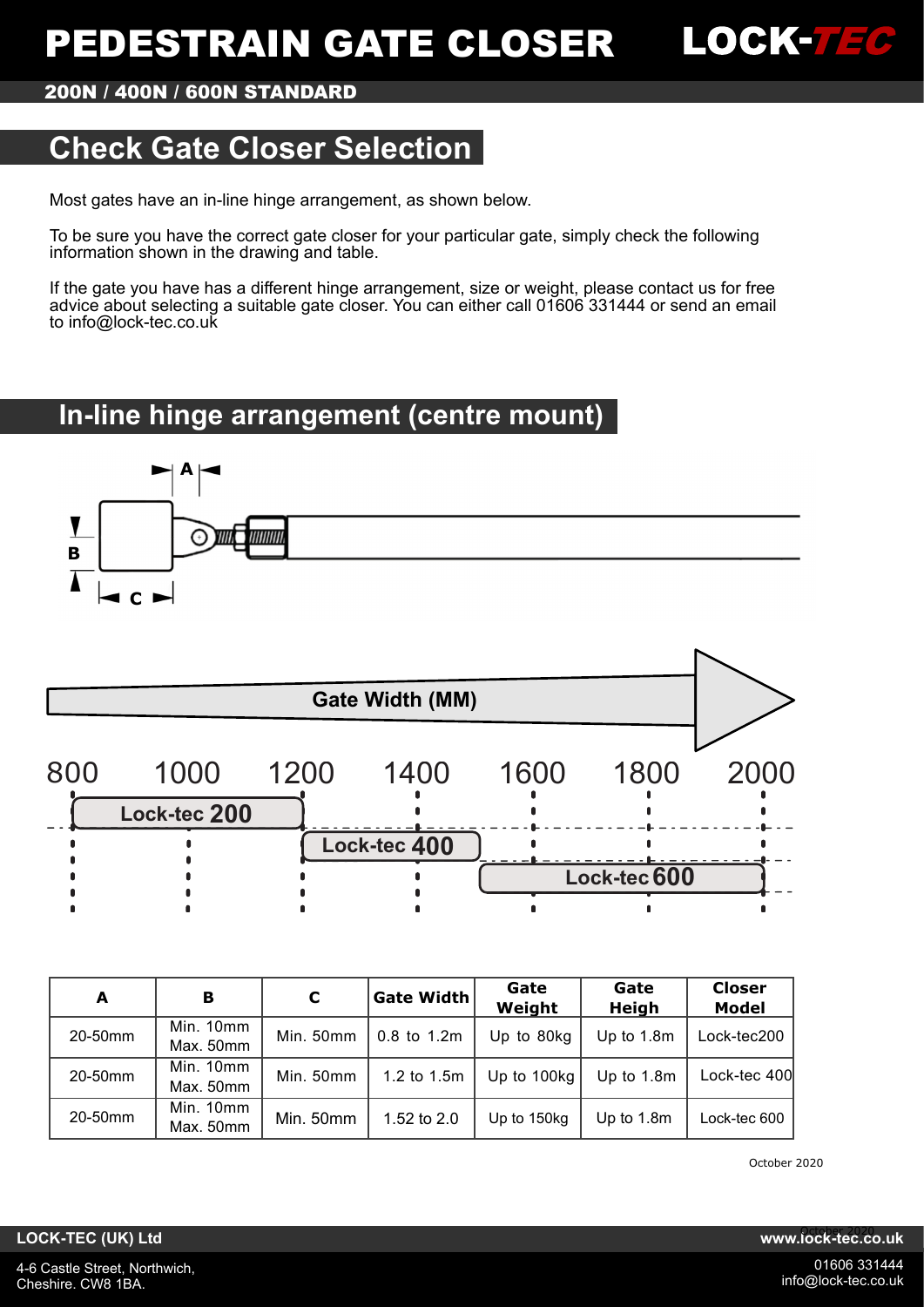# PEDESTRAIN GATE CLOSER

LOCK-TEC

**200N / 400N / 600N STANDARD**

## Check Gate Closer Selection

Most gates have an in-line hinge arrangement, as shown below.

To be sure you have the correct gate closer for your particular gate, simply check the following information shown in the drawing and table.

If the gate you have has a different hinge arrangement, size or weight, please contact us for free advice about selecting a suitable gate closer. You can either call 01606 331444 or send an email to info@lock-tec.co.uk

## In-line hinge arrangement (centre mount)

A

B

C

**Gate Width (MM)**

800 | 1000 | 1200 | 1400 | 1600 | 1800 | 2000

**Lock-tec 200**

**Lock-tec 400**

**Lock-tec 600**

| A | B | C | Gate Width | Gate Weight | Gate Heigh | Closer Model |
|---|---|---|---|---|---|---|
| 20-50mm | Min. 10mm Max. 50mm | Min. 50mm | 0.8 to 1.2m | Up to 80kg | Up to 1.8m | Lock-tec200 |
| 20-50mm | Min. 10mm Max. 50mm | Min. 50mm | 1.2 to 1.5m | Up to 100kg | Up to 1.8m | Lock-tec 400 |
| 20-50mm | Min. 10mm Max. 50mm | Min. 50mm | 1.52 to 2.0 | Up to 150kg | Up to 1.8m | Lock-tec 600 |

October 2020

**LOCK-TEC (UK) Ltd**

4-6 Castle Street, Northwich,
Cheshire. CW8 1BA.

**www.lock-tec.co.uk**

01606 331444
info@lock-tec.co.uk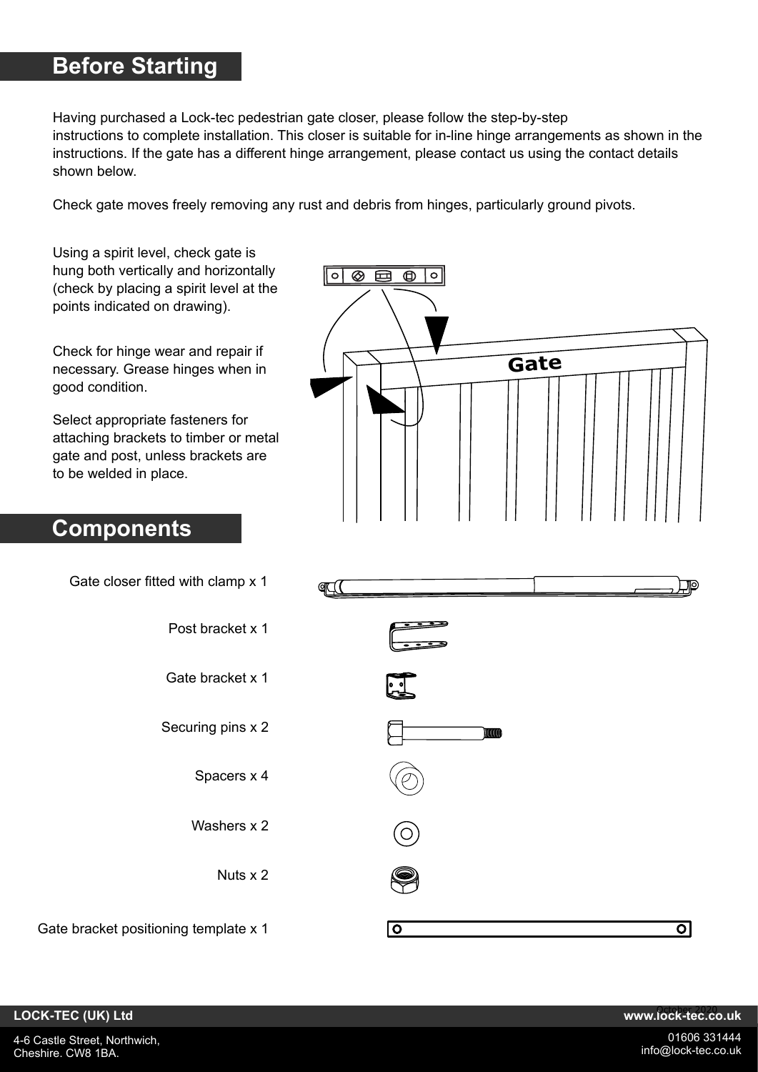## Before Starting

Having purchased a Lock-tec pedestrian gate closer, please follow the step-by-step instructions to complete installation. This closer is suitable for in-line hinge arrangements as shown in the instructions. If the gate has a different hinge arrangement, please contact us using the contact details shown below.

Check gate moves freely removing any rust and debris from hinges, particularly ground pivots.

Using a spirit level, check gate is hung both vertically and horizontally (check by placing a spirit level at the points indicated on drawing).

Check for hinge wear and repair if necessary. Grease hinges when in good condition.

Select appropriate fasteners for attaching brackets to timber or metal gate and post, unless brackets are to be welded in place.

## Components

- Gate closer fitted with clamp x 1
- Post bracket x 1
- Gate bracket x 1
- Securing pins x 2
- Spacers x 4
- Washers x 2
- Nuts x 2
- Gate bracket positioning template x 1

**LOCK-TEC (UK) Ltd**
4-6 Castle Street, Northwich,
Cheshire. CW8 1BA.

October 2020
**www.lock-tec.co.uk**
01606 331444
info@lock-tec.co.uk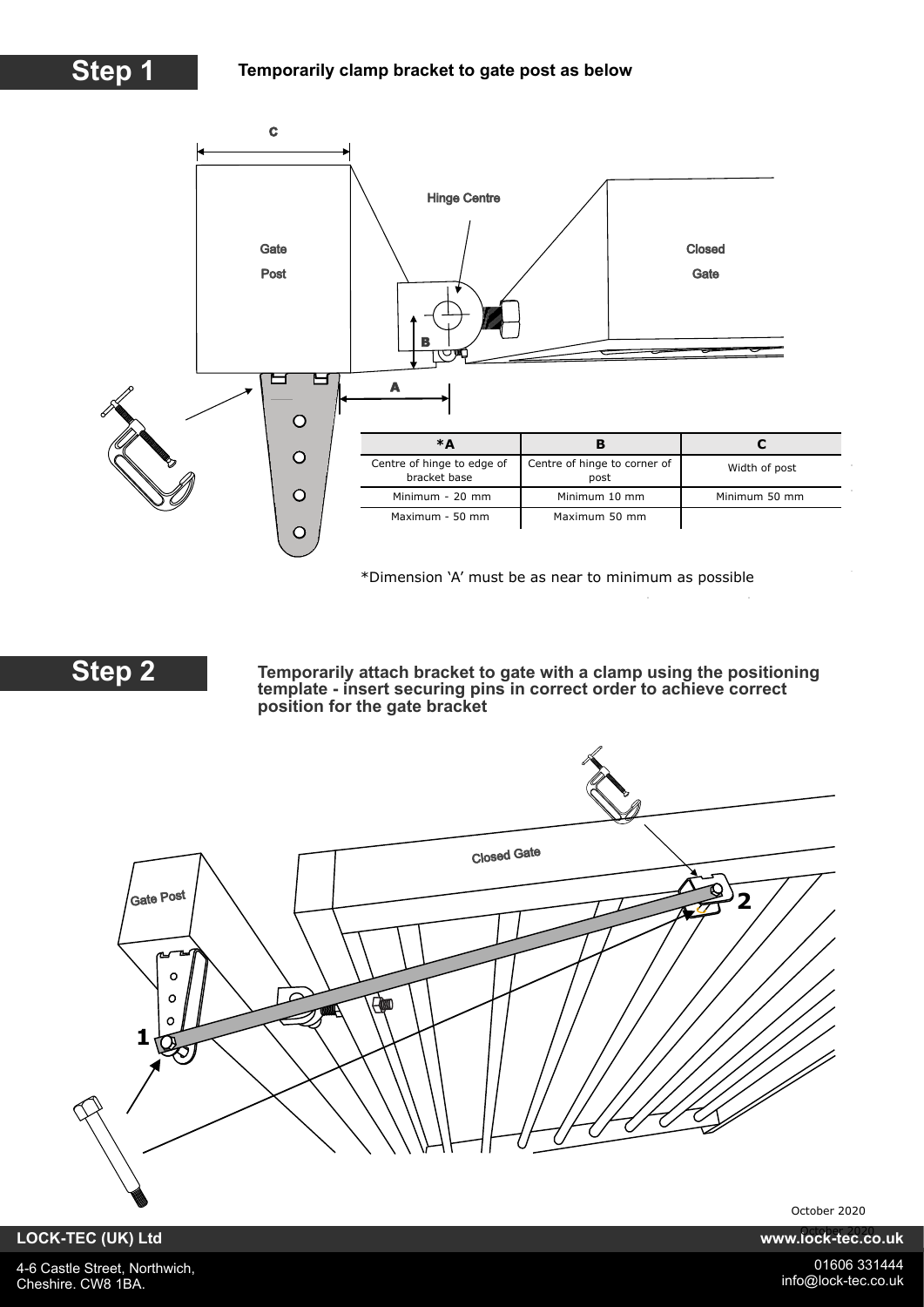## Step 1

**Temporarily clamp bracket to gate post as below**

| *A | B | C |
|---|---|---|
| Centre of hinge to edge of bracket base | Centre of hinge to corner of post | Width of post |
| Minimum - 20 mm | Minimum 10 mm | Minimum 50 mm |
| Maximum - 50 mm | Maximum 50 mm | |

*Dimension 'A' must be as near to minimum as possible

## Step 2

**Temporarily attach bracket to gate with a clamp using the positioning template - insert securing pins in correct order to achieve correct position for the gate bracket**

October 2020

**LOCK-TEC (UK) Ltd**

4-6 Castle Street, Northwich, Cheshire. CW8 1BA.

**www.lock-tec.co.uk**

01606 331444
info@lock-tec.co.uk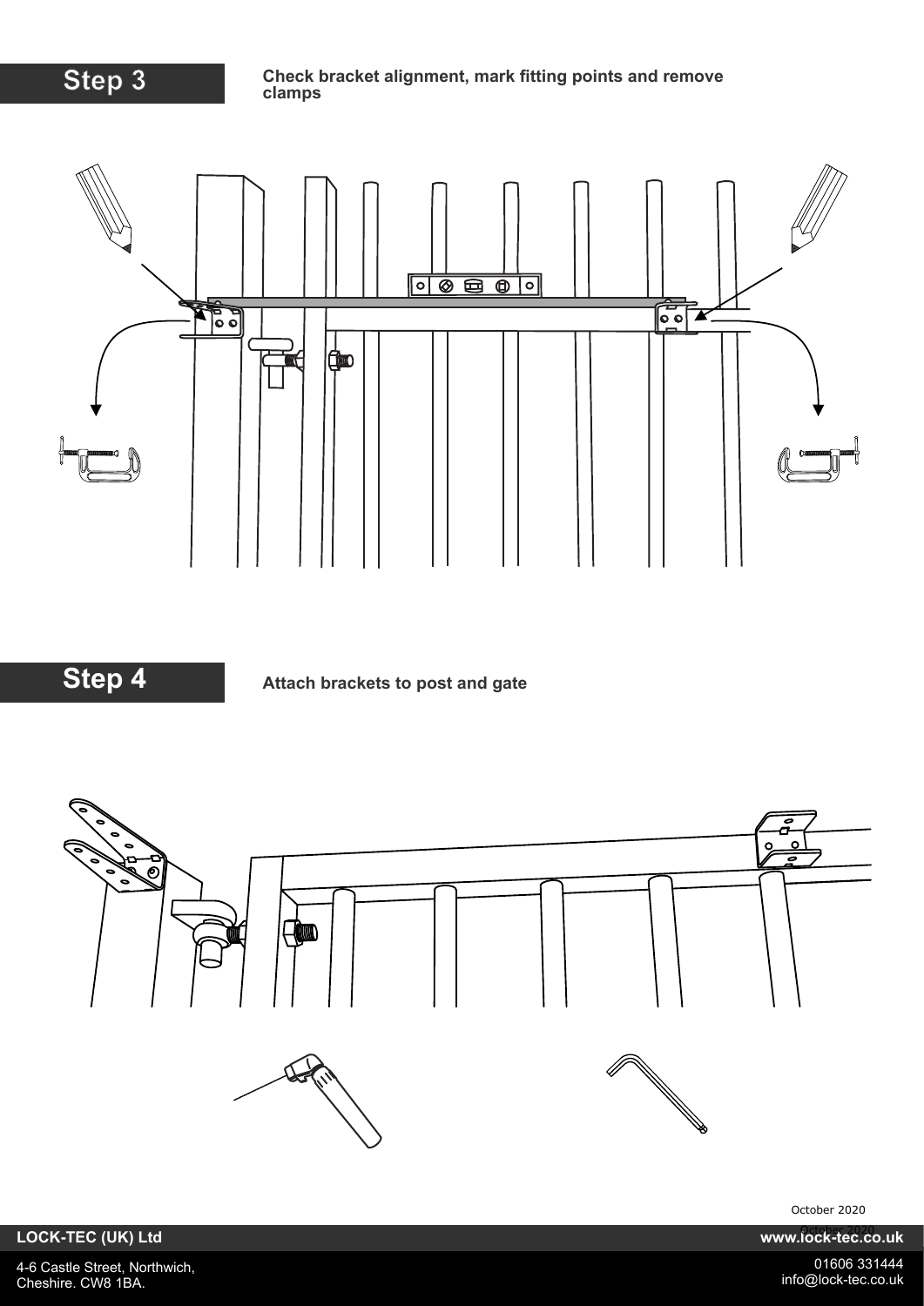## Step 3

**Check bracket alignment, mark fitting points and remove clamps**

## Step 4

**Attach brackets to post and gate**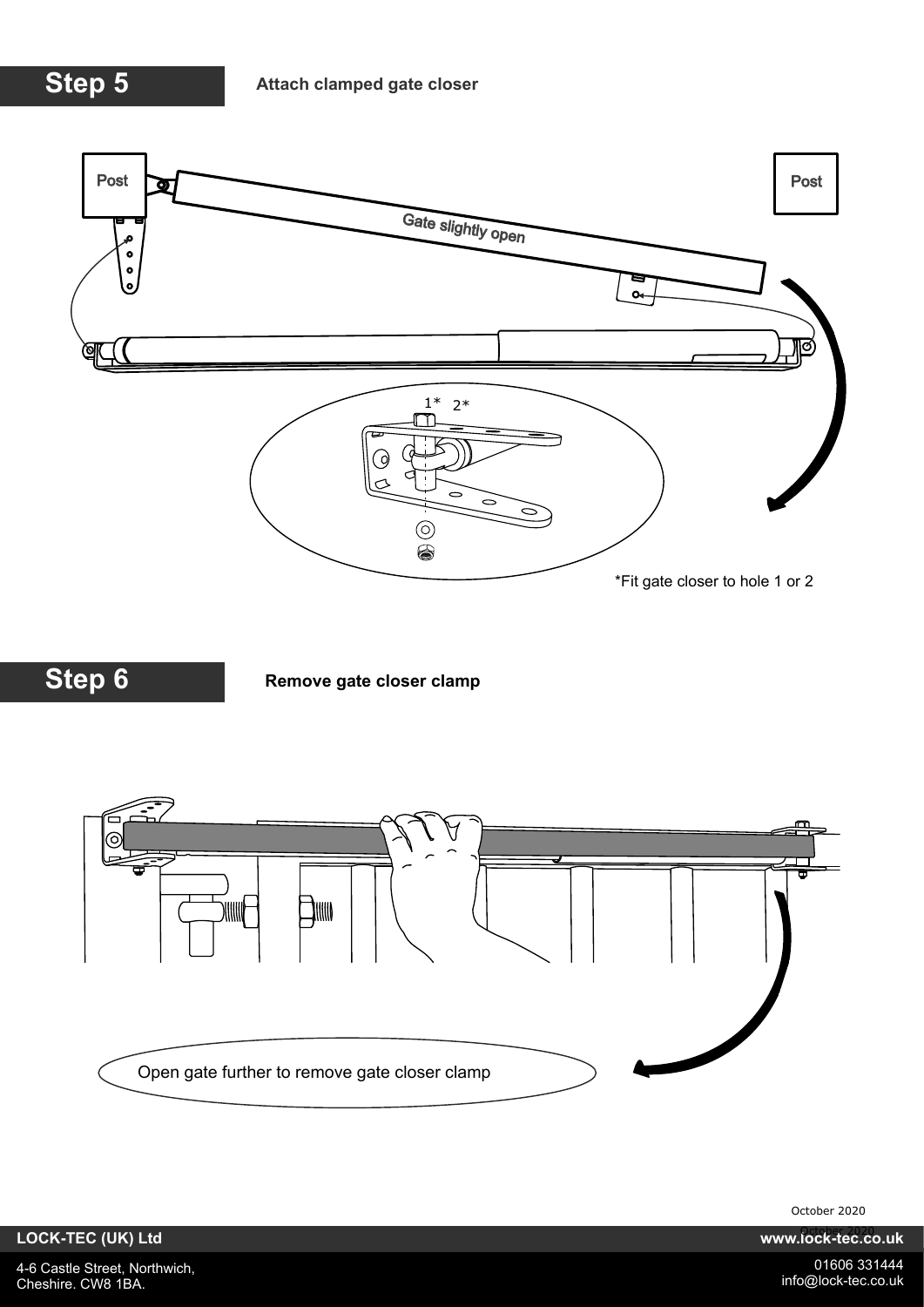## Step 5

**Attach clamped gate closer**

Post

Post

Gate slightly open

1* 2*

*Fit gate closer to hole 1 or 2

## Step 6

**Remove gate closer clamp**

Open gate further to remove gate closer clamp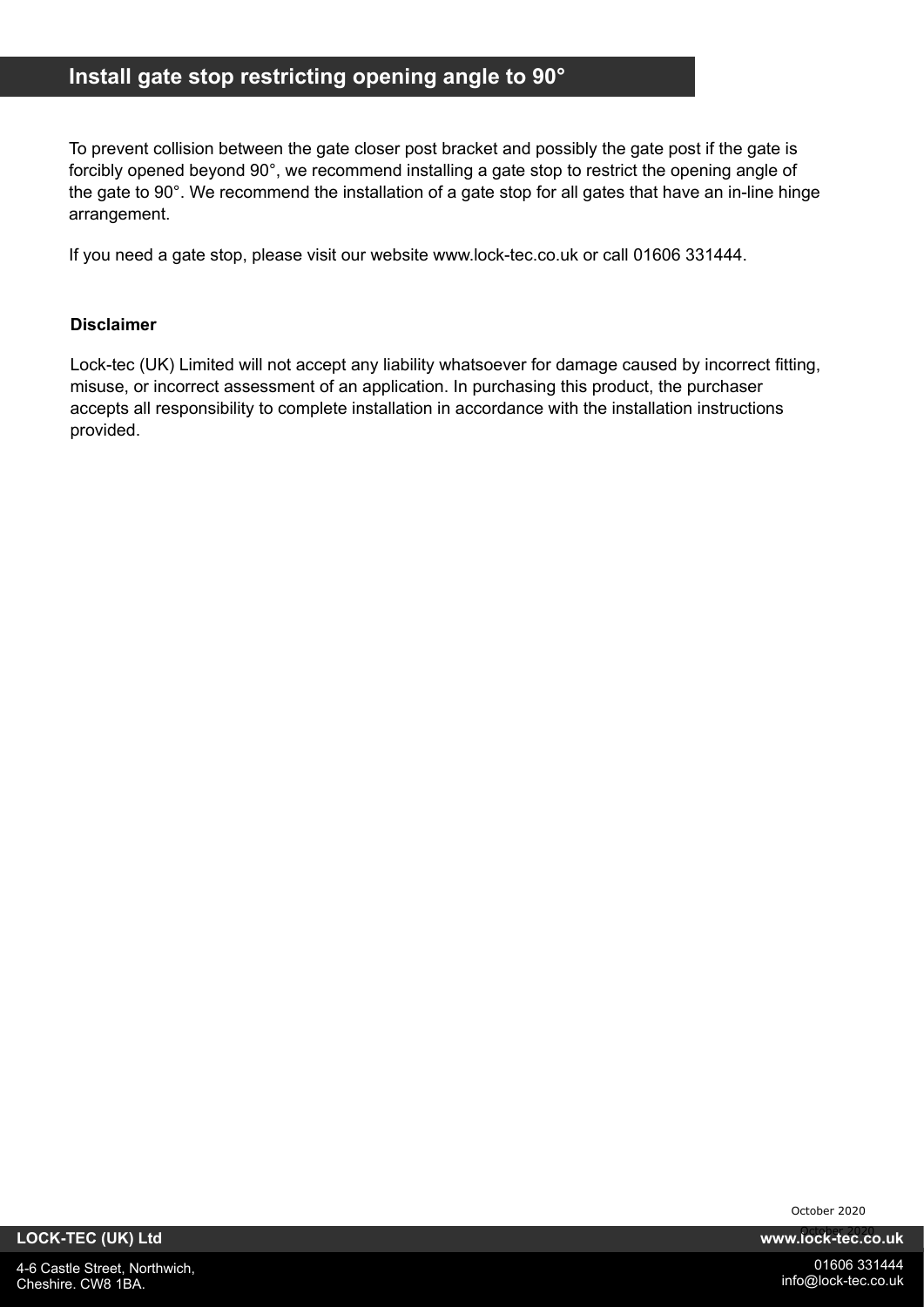## Install gate stop restricting opening angle to 90°

To prevent collision between the gate closer post bracket and possibly the gate post if the gate is forcibly opened beyond 90°, we recommend installing a gate stop to restrict the opening angle of the gate to 90°. We recommend the installation of a gate stop for all gates that have an in-line hinge arrangement.

If you need a gate stop, please visit our website www.lock-tec.co.uk or call 01606 331444.

**Disclaimer**

Lock-tec (UK) Limited will not accept any liability whatsoever for damage caused by incorrect fitting, misuse, or incorrect assessment of an application. In purchasing this product, the purchaser accepts all responsibility to complete installation in accordance with the installation instructions provided.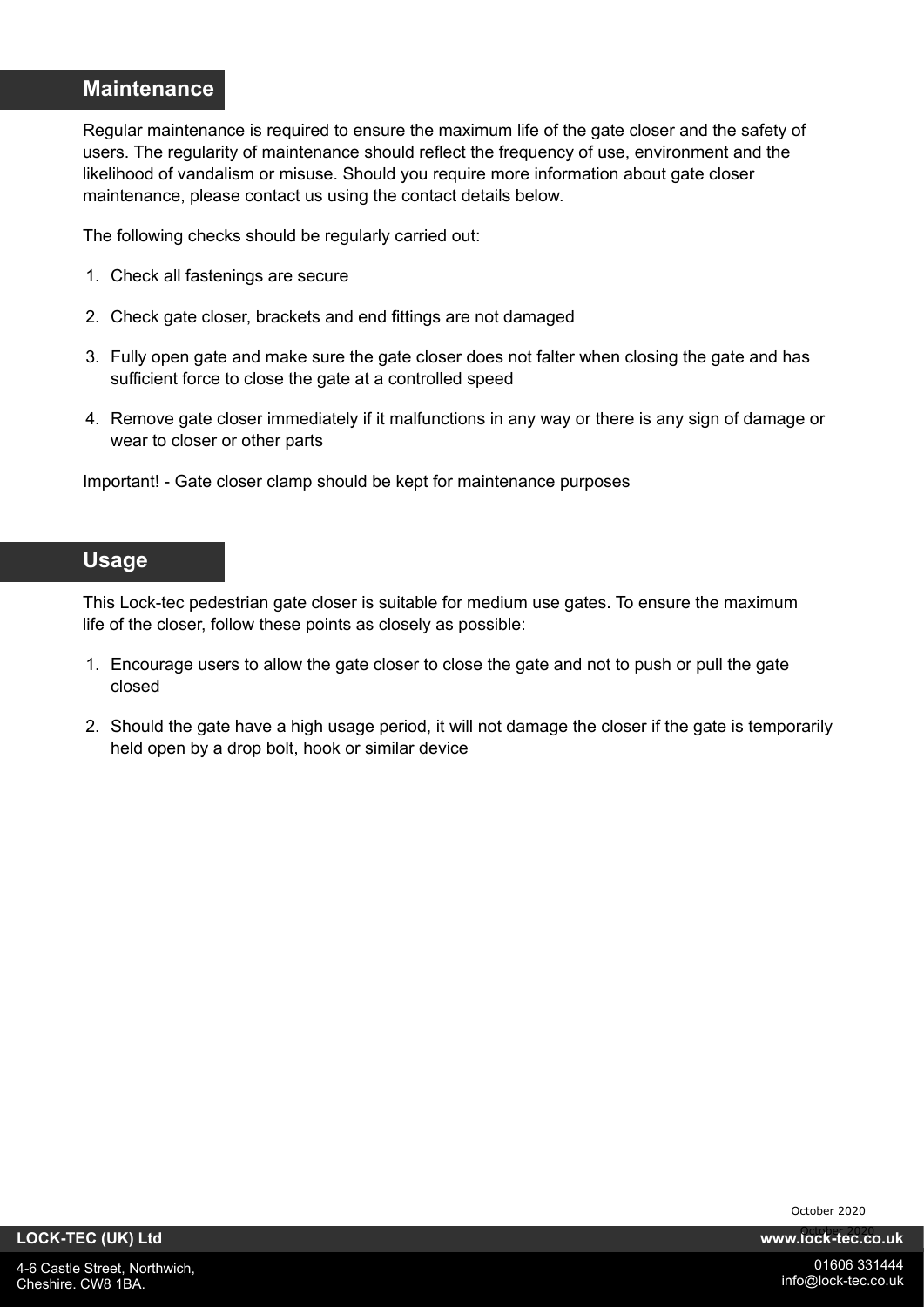## Maintenance

Regular maintenance is required to ensure the maximum life of the gate closer and the safety of users. The regularity of maintenance should reflect the frequency of use, environment and the likelihood of vandalism or misuse. Should you require more information about gate closer maintenance, please contact us using the contact details below.

The following checks should be regularly carried out:

1. Check all fastenings are secure
2. Check gate closer, brackets and end fittings are not damaged
3. Fully open gate and make sure the gate closer does not falter when closing the gate and has sufficient force to close the gate at a controlled speed
4. Remove gate closer immediately if it malfunctions in any way or there is any sign of damage or wear to closer or other parts

Important! - Gate closer clamp should be kept for maintenance purposes

## Usage

This Lock-tec pedestrian gate closer is suitable for medium use gates. To ensure the maximum life of the closer, follow these points as closely as possible:

1. Encourage users to allow the gate closer to close the gate and not to push or pull the gate closed
2. Should the gate have a high usage period, it will not damage the closer if the gate is temporarily held open by a drop bolt, hook or similar device

October 2020

**LOCK-TEC (UK) Ltd**

4-6 Castle Street, Northwich,
Cheshire. CW8 1BA.

**www.lock-tec.co.uk**

01606 331444
info@lock-tec.co.uk